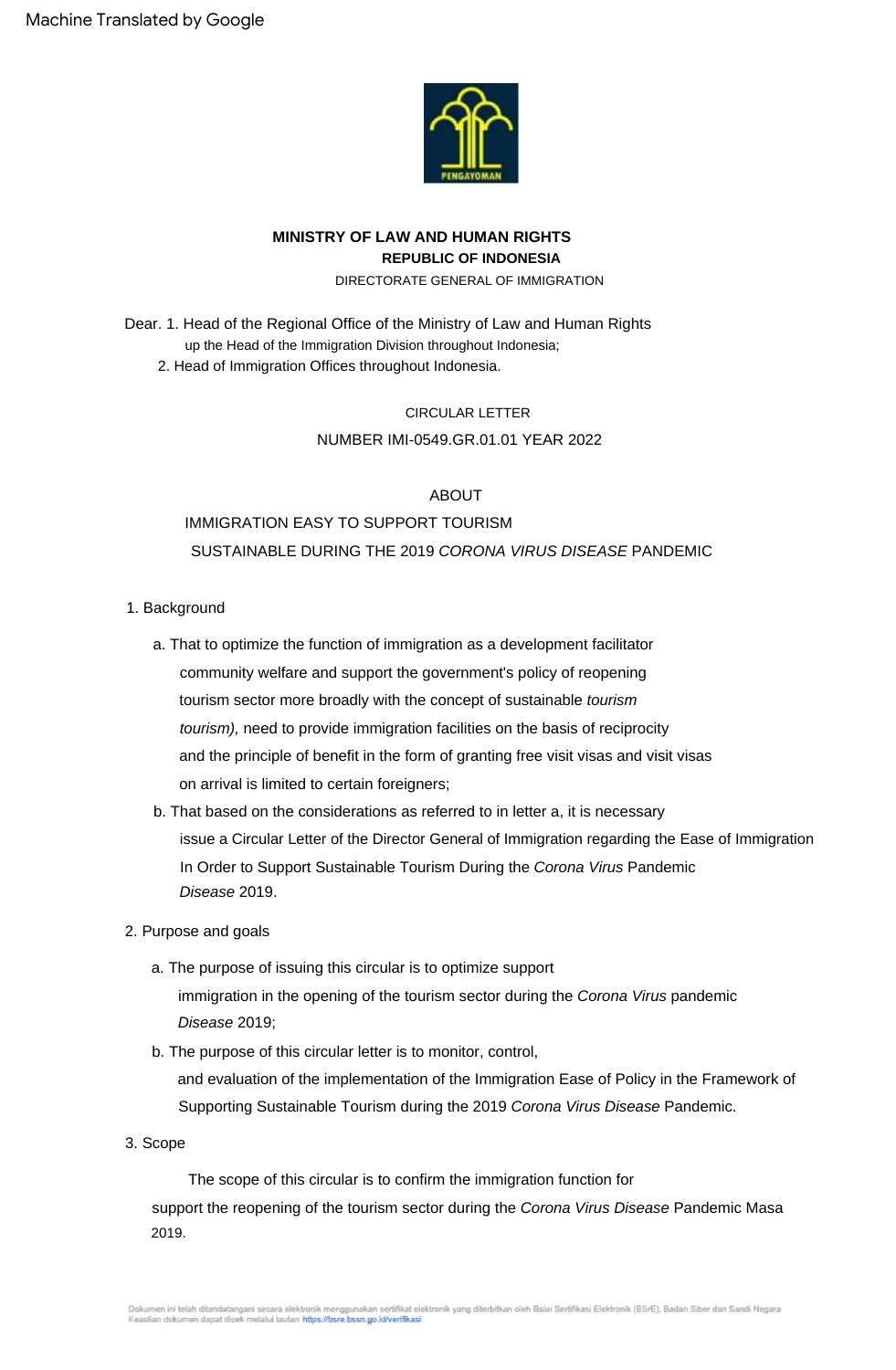Machine Translated by Google

**MINISTRY OF LAW AND HUMAN RIGHTS**
**REPUBLIC OF INDONESIA**
DIRECTORATE GENERAL OF IMMIGRATION

Dear. 1. Head of the Regional Office of the Ministry of Law and Human Rights
up the Head of the Immigration Division throughout Indonesia;
2. Head of Immigration Offices throughout Indonesia.

CIRCULAR LETTER
NUMBER IMI-0549.GR.01.01 YEAR 2022

ABOUT
IMMIGRATION EASY TO SUPPORT TOURISM
SUSTAINABLE DURING THE 2019 *CORONA VIRUS DISEASE* PANDEMIC

1. Background

   a. That to optimize the function of immigration as a development facilitator community welfare and support the government's policy of reopening tourism sector more broadly with the concept of sustainable *tourism tourism),* need to provide immigration facilities on the basis of reciprocity and the principle of benefit in the form of granting free visit visas and visit visas on arrival is limited to certain foreigners;

   b. That based on the considerations as referred to in letter a, it is necessary issue a Circular Letter of the Director General of Immigration regarding the Ease of Immigration In Order to Support Sustainable Tourism During the *Corona Virus* Pandemic *Disease* 2019.

2. Purpose and goals

   a. The purpose of issuing this circular is to optimize support immigration in the opening of the tourism sector during the *Corona Virus* pandemic *Disease* 2019;

   b. The purpose of this circular letter is to monitor, control, and evaluation of the implementation of the Immigration Ease of Policy in the Framework of Supporting Sustainable Tourism during the 2019 *Corona Virus Disease* Pandemic.

3. Scope

   The scope of this circular is to confirm the immigration function for support the reopening of the tourism sector during the *Corona Virus Disease* Pandemic Masa 2019.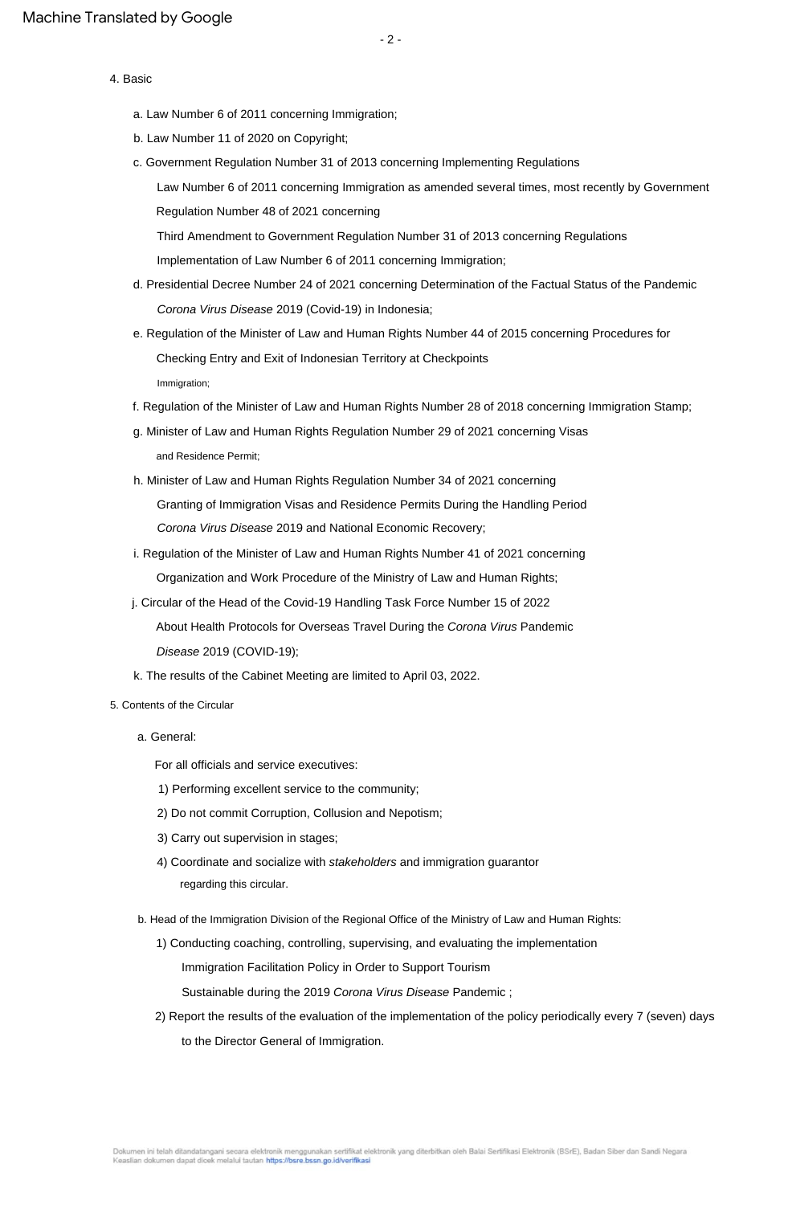4. Basic

   a. Law Number 6 of 2011 concerning Immigration;

   b. Law Number 11 of 2020 on Copyright;

   c. Government Regulation Number 31 of 2013 concerning Implementing Regulations Law Number 6 of 2011 concerning Immigration as amended several times, most recently by Government Regulation Number 48 of 2021 concerning Third Amendment to Government Regulation Number 31 of 2013 concerning Regulations Implementation of Law Number 6 of 2011 concerning Immigration;

   d. Presidential Decree Number 24 of 2021 concerning Determination of the Factual Status of the Pandemic *Corona Virus Disease* 2019 (Covid-19) in Indonesia;

   e. Regulation of the Minister of Law and Human Rights Number 44 of 2015 concerning Procedures for Checking Entry and Exit of Indonesian Territory at Checkpoints Immigration;

   f. Regulation of the Minister of Law and Human Rights Number 28 of 2018 concerning Immigration Stamp;

   g. Minister of Law and Human Rights Regulation Number 29 of 2021 concerning Visas and Residence Permit;

   h. Minister of Law and Human Rights Regulation Number 34 of 2021 concerning Granting of Immigration Visas and Residence Permits During the Handling Period *Corona Virus Disease* 2019 and National Economic Recovery;

   i. Regulation of the Minister of Law and Human Rights Number 41 of 2021 concerning Organization and Work Procedure of the Ministry of Law and Human Rights;

   j. Circular of the Head of the Covid-19 Handling Task Force Number 15 of 2022 About Health Protocols for Overseas Travel During the *Corona Virus* Pandemic *Disease* 2019 (COVID-19);

   k. The results of the Cabinet Meeting are limited to April 03, 2022.

5. Contents of the Circular

   a. General:

      For all officials and service executives:

      1) Performing excellent service to the community;

      2) Do not commit Corruption, Collusion and Nepotism;

      3) Carry out supervision in stages;

      4) Coordinate and socialize with *stakeholders* and immigration guarantor regarding this circular.

   b. Head of the Immigration Division of the Regional Office of the Ministry of Law and Human Rights:

      1) Conducting coaching, controlling, supervising, and evaluating the implementation Immigration Facilitation Policy in Order to Support Tourism Sustainable during the 2019 *Corona Virus Disease* Pandemic ;

      2) Report the results of the evaluation of the implementation of the policy periodically every 7 (seven) days to the Director General of Immigration.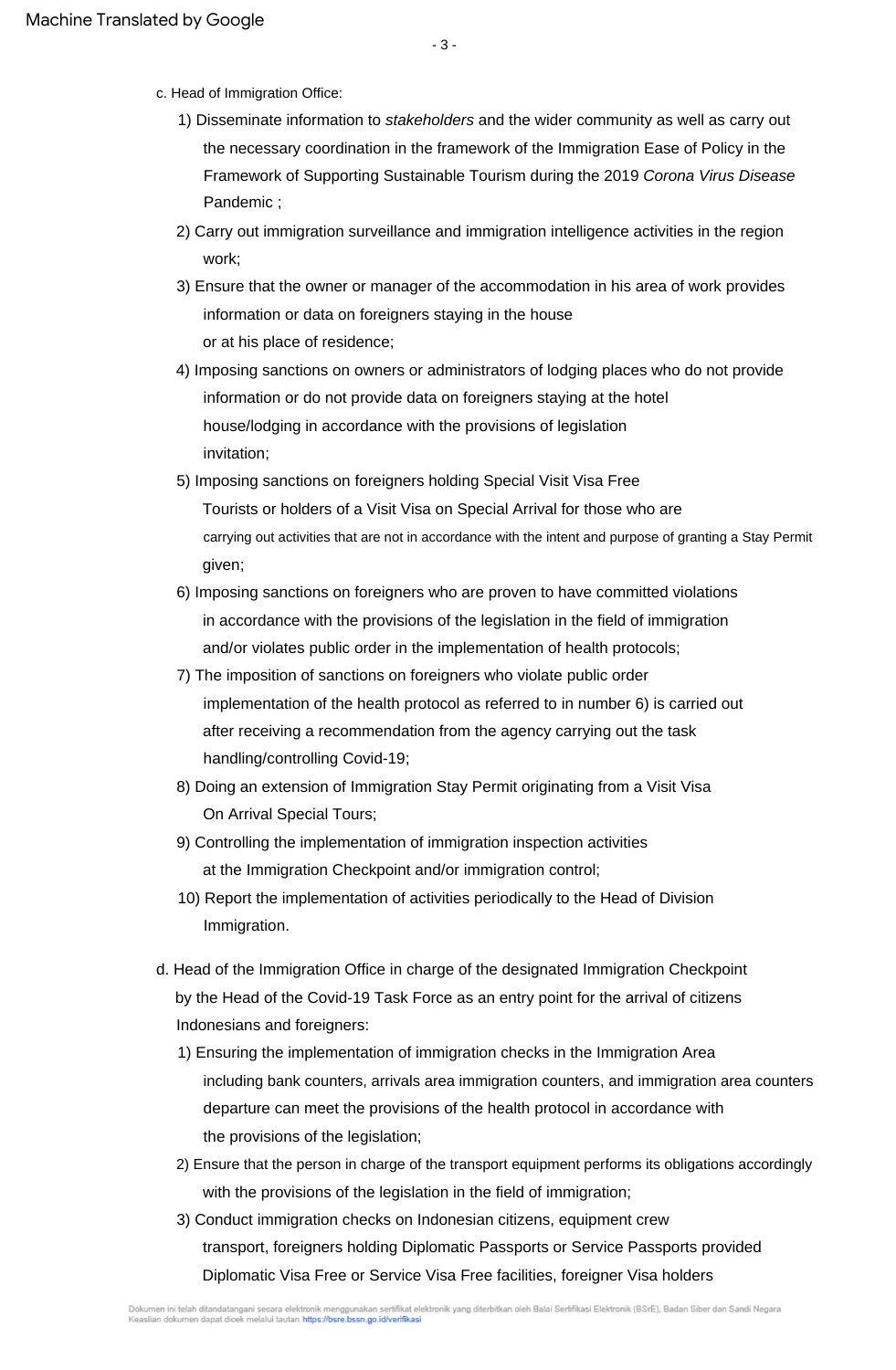c. Head of Immigration Office:

1) Disseminate information to *stakeholders* and the wider community as well as carry out the necessary coordination in the framework of the Immigration Ease of Policy in the Framework of Supporting Sustainable Tourism during the 2019 *Corona Virus Disease* Pandemic ;
2) Carry out immigration surveillance and immigration intelligence activities in the region work;
3) Ensure that the owner or manager of the accommodation in his area of work provides information or data on foreigners staying in the house or at his place of residence;
4) Imposing sanctions on owners or administrators of lodging places who do not provide information or do not provide data on foreigners staying at the hotel house/lodging in accordance with the provisions of legislation invitation;
5) Imposing sanctions on foreigners holding Special Visit Visa Free Tourists or holders of a Visit Visa on Special Arrival for those who are carrying out activities that are not in accordance with the intent and purpose of granting a Stay Permit given;
6) Imposing sanctions on foreigners who are proven to have committed violations in accordance with the provisions of the legislation in the field of immigration and/or violates public order in the implementation of health protocols;
7) The imposition of sanctions on foreigners who violate public order implementation of the health protocol as referred to in number 6) is carried out after receiving a recommendation from the agency carrying out the task handling/controlling Covid-19;
8) Doing an extension of Immigration Stay Permit originating from a Visit Visa On Arrival Special Tours;
9) Controlling the implementation of immigration inspection activities at the Immigration Checkpoint and/or immigration control;
10) Report the implementation of activities periodically to the Head of Division Immigration.

d. Head of the Immigration Office in charge of the designated Immigration Checkpoint by the Head of the Covid-19 Task Force as an entry point for the arrival of citizens Indonesians and foreigners:

1) Ensuring the implementation of immigration checks in the Immigration Area including bank counters, arrivals area immigration counters, and immigration area counters departure can meet the provisions of the health protocol in accordance with the provisions of the legislation;
2) Ensure that the person in charge of the transport equipment performs its obligations accordingly with the provisions of the legislation in the field of immigration;
3) Conduct immigration checks on Indonesian citizens, equipment crew transport, foreigners holding Diplomatic Passports or Service Passports provided Diplomatic Visa Free or Service Visa Free facilities, foreigner Visa holders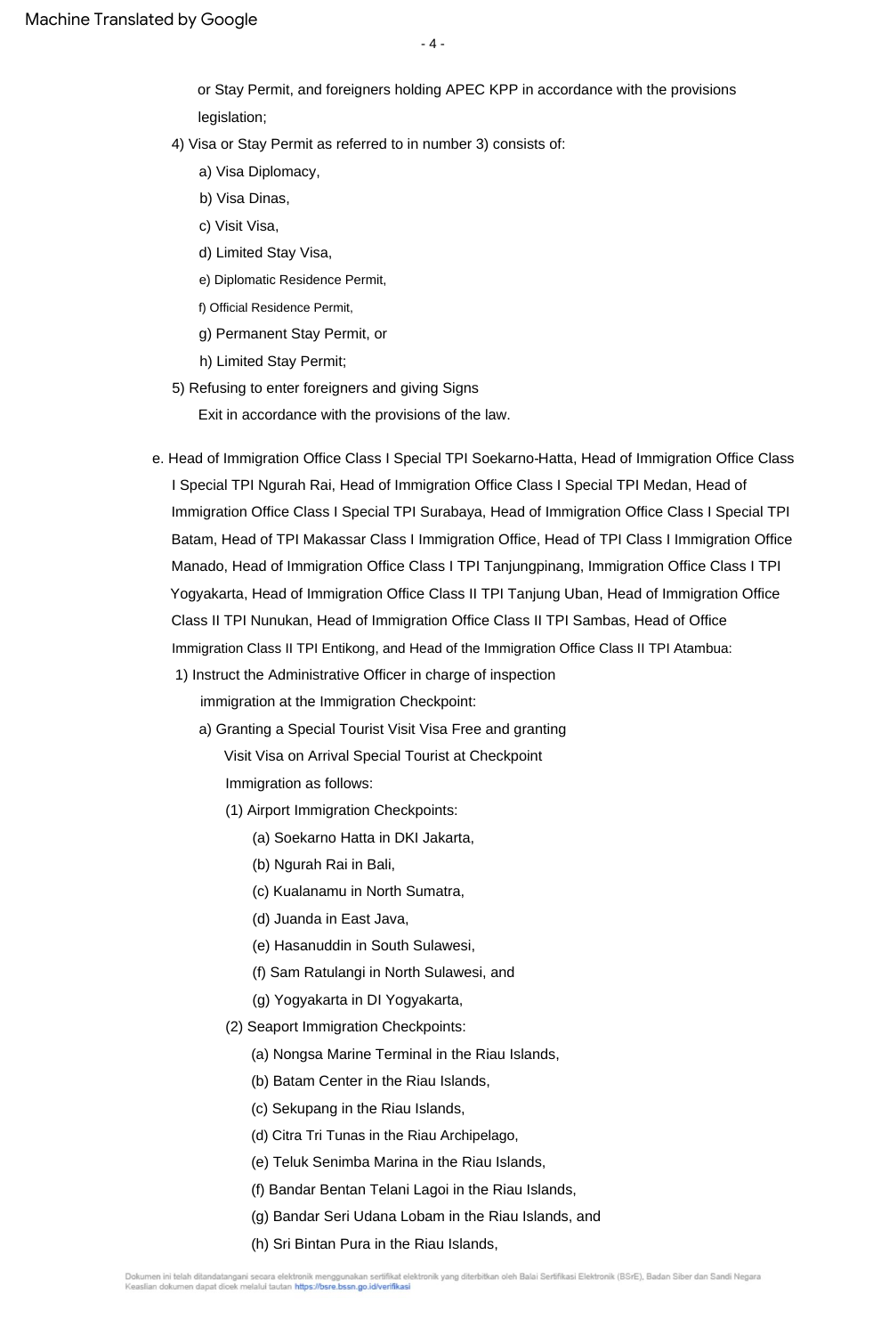or Stay Permit, and foreigners holding APEC KPP in accordance with the provisions legislation;

4) Visa or Stay Permit as referred to in number 3) consists of:
   - a) Visa Diplomacy,
   - b) Visa Dinas,
   - c) Visit Visa,
   - d) Limited Stay Visa,
   - e) Diplomatic Residence Permit,
   - f) Official Residence Permit,
   - g) Permanent Stay Permit, or
   - h) Limited Stay Permit;

5) Refusing to enter foreigners and giving Signs Exit in accordance with the provisions of the law.

e. Head of Immigration Office Class I Special TPI Soekarno-Hatta, Head of Immigration Office Class I Special TPI Ngurah Rai, Head of Immigration Office Class I Special TPI Medan, Head of Immigration Office Class I Special TPI Surabaya, Head of Immigration Office Class I Special TPI Batam, Head of TPI Makassar Class I Immigration Office, Head of TPI Class I Immigration Office Manado, Head of Immigration Office Class I TPI Tanjungpinang, Immigration Office Class I TPI Yogyakarta, Head of Immigration Office Class II TPI Tanjung Uban, Head of Immigration Office Class II TPI Nunukan, Head of Immigration Office Class II TPI Sambas, Head of Office Immigration Class II TPI Entikong, and Head of the Immigration Office Class II TPI Atambua:

1) Instruct the Administrative Officer in charge of inspection immigration at the Immigration Checkpoint:

   a) Granting a Special Tourist Visit Visa Free and granting Visit Visa on Arrival Special Tourist at Checkpoint Immigration as follows:

      (1) Airport Immigration Checkpoints:
         - (a) Soekarno Hatta in DKI Jakarta,
         - (b) Ngurah Rai in Bali,
         - (c) Kualanamu in North Sumatra,
         - (d) Juanda in East Java,
         - (e) Hasanuddin in South Sulawesi,
         - (f) Sam Ratulangi in North Sulawesi, and
         - (g) Yogyakarta in DI Yogyakarta,

      (2) Seaport Immigration Checkpoints:
         - (a) Nongsa Marine Terminal in the Riau Islands,
         - (b) Batam Center in the Riau Islands,
         - (c) Sekupang in the Riau Islands,
         - (d) Citra Tri Tunas in the Riau Archipelago,
         - (e) Teluk Senimba Marina in the Riau Islands,
         - (f) Bandar Bentan Telani Lagoi in the Riau Islands,
         - (g) Bandar Seri Udana Lobam in the Riau Islands, and
         - (h) Sri Bintan Pura in the Riau Islands,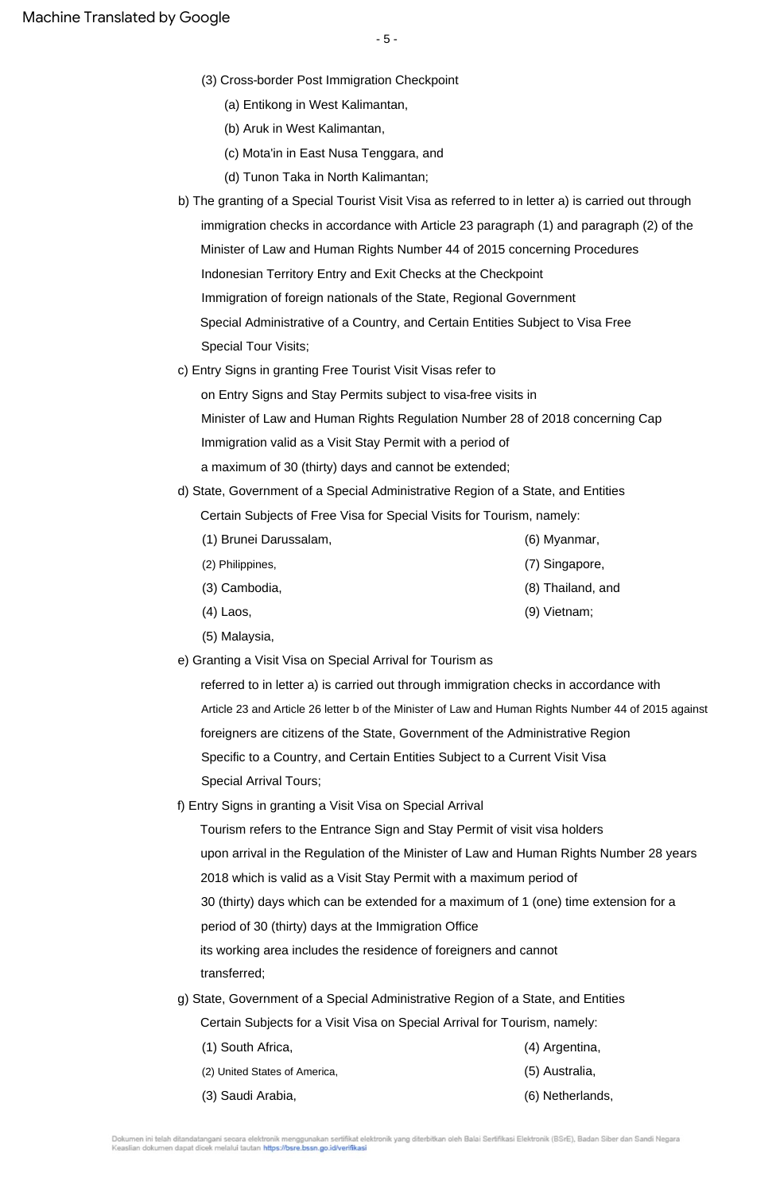(3) Cross-border Post Immigration Checkpoint

(a) Entikong in West Kalimantan,

(b) Aruk in West Kalimantan,

(c) Mota'in in East Nusa Tenggara, and

(d) Tunon Taka in North Kalimantan;

b) The granting of a Special Tourist Visit Visa as referred to in letter a) is carried out through immigration checks in accordance with Article 23 paragraph (1) and paragraph (2) of the Minister of Law and Human Rights Number 44 of 2015 concerning Procedures Indonesian Territory Entry and Exit Checks at the Checkpoint Immigration of foreign nationals of the State, Regional Government Special Administrative of a Country, and Certain Entities Subject to Visa Free Special Tour Visits;

c) Entry Signs in granting Free Tourist Visit Visas refer to on Entry Signs and Stay Permits subject to visa-free visits in Minister of Law and Human Rights Regulation Number 28 of 2018 concerning Cap Immigration valid as a Visit Stay Permit with a period of a maximum of 30 (thirty) days and cannot be extended;

d) State, Government of a Special Administrative Region of a State, and Entities Certain Subjects of Free Visa for Special Visits for Tourism, namely:

(1) Brunei Darussalam,

(2) Philippines,

(3) Cambodia,

(4) Laos,

(5) Malaysia,

(6) Myanmar,

(7) Singapore,

(8) Thailand, and

(9) Vietnam;

e) Granting a Visit Visa on Special Arrival for Tourism as referred to in letter a) is carried out through immigration checks in accordance with Article 23 and Article 26 letter b of the Minister of Law and Human Rights Number 44 of 2015 against foreigners are citizens of the State, Government of the Administrative Region Specific to a Country, and Certain Entities Subject to a Current Visit Visa Special Arrival Tours;

f) Entry Signs in granting a Visit Visa on Special Arrival Tourism refers to the Entrance Sign and Stay Permit of visit visa holders upon arrival in the Regulation of the Minister of Law and Human Rights Number 28 years 2018 which is valid as a Visit Stay Permit with a maximum period of 30 (thirty) days which can be extended for a maximum of 1 (one) time extension for a period of 30 (thirty) days at the Immigration Office its working area includes the residence of foreigners and cannot transferred;

g) State, Government of a Special Administrative Region of a State, and Entities Certain Subjects for a Visit Visa on Special Arrival for Tourism, namely:

(1) South Africa,

(2) United States of America,

(3) Saudi Arabia,

(4) Argentina,

(5) Australia,

(6) Netherlands,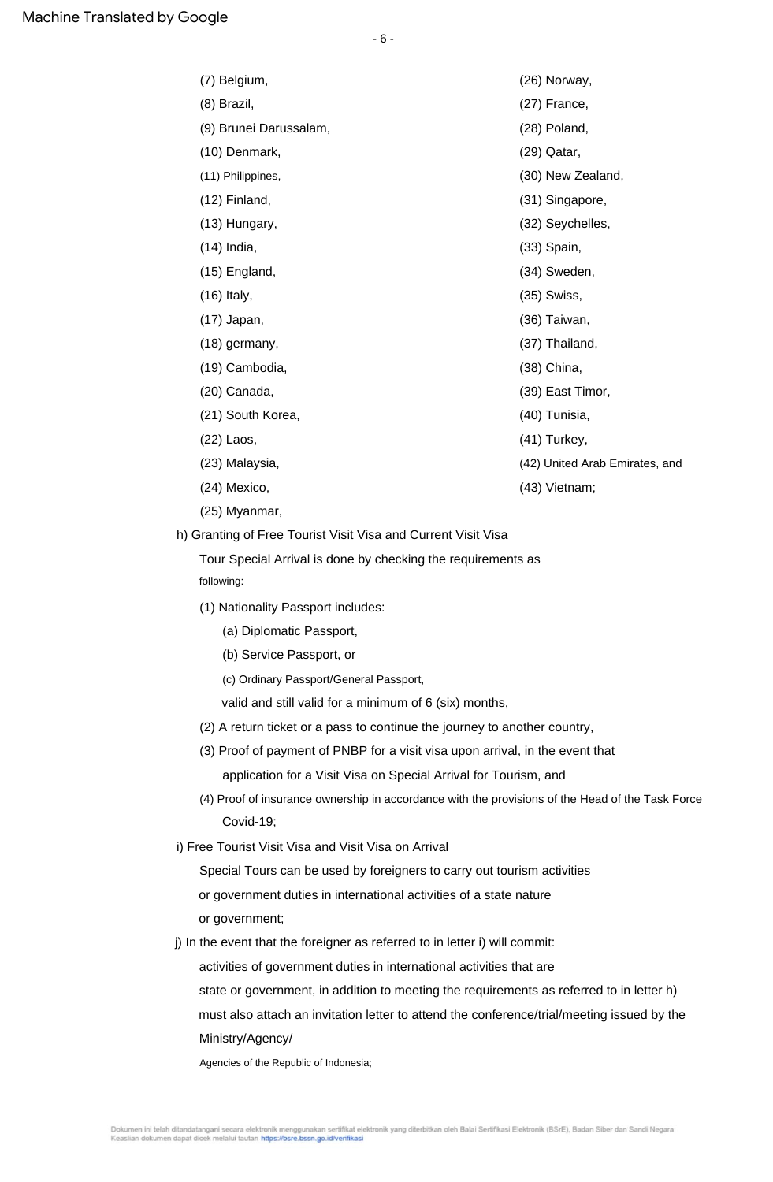(7) Belgium,

(8) Brazil,

(9) Brunei Darussalam,

(10) Denmark,

(11) Philippines,

(12) Finland,

(13) Hungary,

(14) India,

(15) England,

(16) Italy,

(17) Japan,

(18) germany,

(19) Cambodia,

(20) Canada,

(21) South Korea,

(22) Laos,

(23) Malaysia,

(24) Mexico,

(25) Myanmar,

(26) Norway,

(27) France,

(28) Poland,

(29) Qatar,

(30) New Zealand,

(31) Singapore,

(32) Seychelles,

(33) Spain,

(34) Sweden,

(35) Swiss,

(36) Taiwan,

(37) Thailand,

(38) China,

(39) East Timor,

(40) Tunisia,

(41) Turkey,

(42) United Arab Emirates, and

(43) Vietnam;

h) Granting of Free Tourist Visit Visa and Current Visit Visa Tour Special Arrival is done by checking the requirements as following:

(1) Nationality Passport includes:

(a) Diplomatic Passport,

(b) Service Passport, or

(c) Ordinary Passport/General Passport,

valid and still valid for a minimum of 6 (six) months,

(2) A return ticket or a pass to continue the journey to another country,

(3) Proof of payment of PNBP for a visit visa upon arrival, in the event that application for a Visit Visa on Special Arrival for Tourism, and

(4) Proof of insurance ownership in accordance with the provisions of the Head of the Task Force Covid-19;

i) Free Tourist Visit Visa and Visit Visa on Arrival Special Tours can be used by foreigners to carry out tourism activities or government duties in international activities of a state nature or government;

j) In the event that the foreigner as referred to in letter i) will commit: activities of government duties in international activities that are state or government, in addition to meeting the requirements as referred to in letter h) must also attach an invitation letter to attend the conference/trial/meeting issued by the Ministry/Agency/ Agencies of the Republic of Indonesia;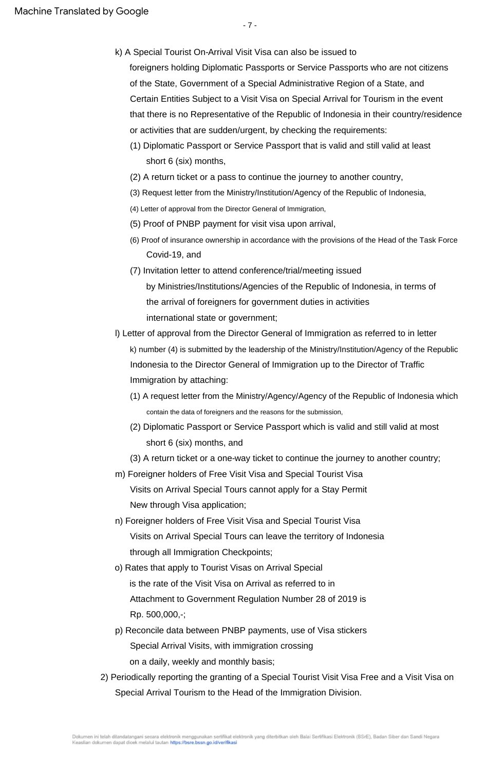k) A Special Tourist On-Arrival Visit Visa can also be issued to foreigners holding Diplomatic Passports or Service Passports who are not citizens of the State, Government of a Special Administrative Region of a State, and Certain Entities Subject to a Visit Visa on Special Arrival for Tourism in the event that there is no Representative of the Republic of Indonesia in their country/residence or activities that are sudden/urgent, by checking the requirements:

   (1) Diplomatic Passport or Service Passport that is valid and still valid at least short 6 (six) months,

   (2) A return ticket or a pass to continue the journey to another country,

   (3) Request letter from the Ministry/Institution/Agency of the Republic of Indonesia,

   (4) Letter of approval from the Director General of Immigration,

   (5) Proof of PNBP payment for visit visa upon arrival,

   (6) Proof of insurance ownership in accordance with the provisions of the Head of the Task Force Covid-19, and

   (7) Invitation letter to attend conference/trial/meeting issued by Ministries/Institutions/Agencies of the Republic of Indonesia, in terms of the arrival of foreigners for government duties in activities international state or government;

l) Letter of approval from the Director General of Immigration as referred to in letter k) number (4) is submitted by the leadership of the Ministry/Institution/Agency of the Republic Indonesia to the Director General of Immigration up to the Director of Traffic Immigration by attaching:

   (1) A request letter from the Ministry/Agency/Agency of the Republic of Indonesia which contain the data of foreigners and the reasons for the submission,

   (2) Diplomatic Passport or Service Passport which is valid and still valid at most short 6 (six) months, and

   (3) A return ticket or a one-way ticket to continue the journey to another country;

m) Foreigner holders of Free Visit Visa and Special Tourist Visa Visits on Arrival Special Tours cannot apply for a Stay Permit New through Visa application;

n) Foreigner holders of Free Visit Visa and Special Tourist Visa Visits on Arrival Special Tours can leave the territory of Indonesia through all Immigration Checkpoints;

o) Rates that apply to Tourist Visas on Arrival Special is the rate of the Visit Visa on Arrival as referred to in Attachment to Government Regulation Number 28 of 2019 is Rp. 500,000,-;

p) Reconcile data between PNBP payments, use of Visa stickers Special Arrival Visits, with immigration crossing on a daily, weekly and monthly basis;

2) Periodically reporting the granting of a Special Tourist Visit Visa Free and a Visit Visa on Special Arrival Tourism to the Head of the Immigration Division.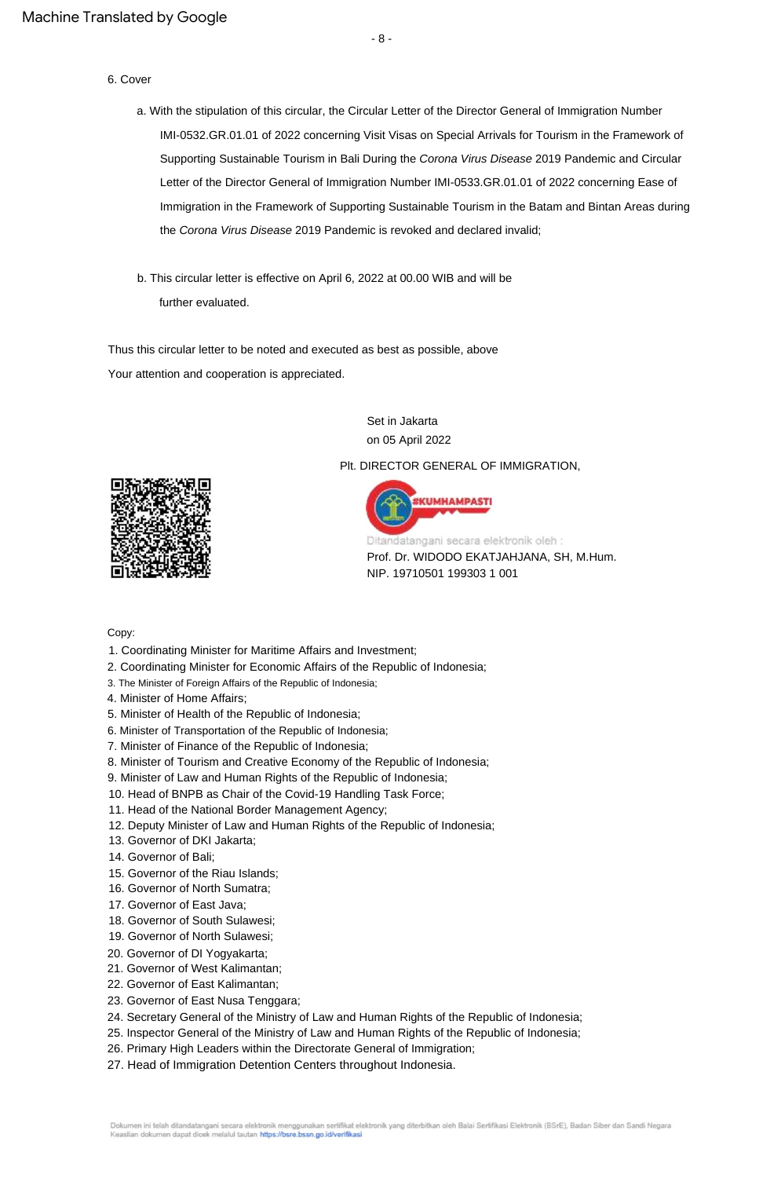6. Cover

a. With the stipulation of this circular, the Circular Letter of the Director General of Immigration Number IMI-0532.GR.01.01 of 2022 concerning Visit Visas on Special Arrivals for Tourism in the Framework of Supporting Sustainable Tourism in Bali During the *Corona Virus Disease* 2019 Pandemic and Circular Letter of the Director General of Immigration Number IMI-0533.GR.01.01 of 2022 concerning Ease of Immigration in the Framework of Supporting Sustainable Tourism in the Batam and Bintan Areas during the *Corona Virus Disease* 2019 Pandemic is revoked and declared invalid;

b. This circular letter is effective on April 6, 2022 at 00.00 WIB and will be further evaluated.

Thus this circular letter to be noted and executed as best as possible, above Your attention and cooperation is appreciated.

Set in Jakarta
on 05 April 2022

Plt. DIRECTOR GENERAL OF IMMIGRATION,

#KUMHAMPASTI

Ditandatangani secara elektronik oleh :
Prof. Dr. WIDODO EKATJAHJANA, SH, M.Hum.
NIP. 19710501 199303 1 001

Copy:

1. Coordinating Minister for Maritime Affairs and Investment;
2. Coordinating Minister for Economic Affairs of the Republic of Indonesia;
3. The Minister of Foreign Affairs of the Republic of Indonesia;
4. Minister of Home Affairs;
5. Minister of Health of the Republic of Indonesia;
6. Minister of Transportation of the Republic of Indonesia;
7. Minister of Finance of the Republic of Indonesia;
8. Minister of Tourism and Creative Economy of the Republic of Indonesia;
9. Minister of Law and Human Rights of the Republic of Indonesia;
10. Head of BNPB as Chair of the Covid-19 Handling Task Force;
11. Head of the National Border Management Agency;
12. Deputy Minister of Law and Human Rights of the Republic of Indonesia;
13. Governor of DKI Jakarta;
14. Governor of Bali;
15. Governor of the Riau Islands;
16. Governor of North Sumatra;
17. Governor of East Java;
18. Governor of South Sulawesi;
19. Governor of North Sulawesi;
20. Governor of DI Yogyakarta;
21. Governor of West Kalimantan;
22. Governor of East Kalimantan;
23. Governor of East Nusa Tenggara;
24. Secretary General of the Ministry of Law and Human Rights of the Republic of Indonesia;
25. Inspector General of the Ministry of Law and Human Rights of the Republic of Indonesia;
26. Primary High Leaders within the Directorate General of Immigration;
27. Head of Immigration Detention Centers throughout Indonesia.

Dokumen ini telah ditandatangani secara elektronik menggunakan sertifikat elektronik yang diterbitkan oleh Balai Sertifikasi Elektronik (BSrE), Badan Siber dan Sandi Negara
Keaslian dokumen dapat dicek melalui tautan https://bsre.bssn.go.id/verifikasi